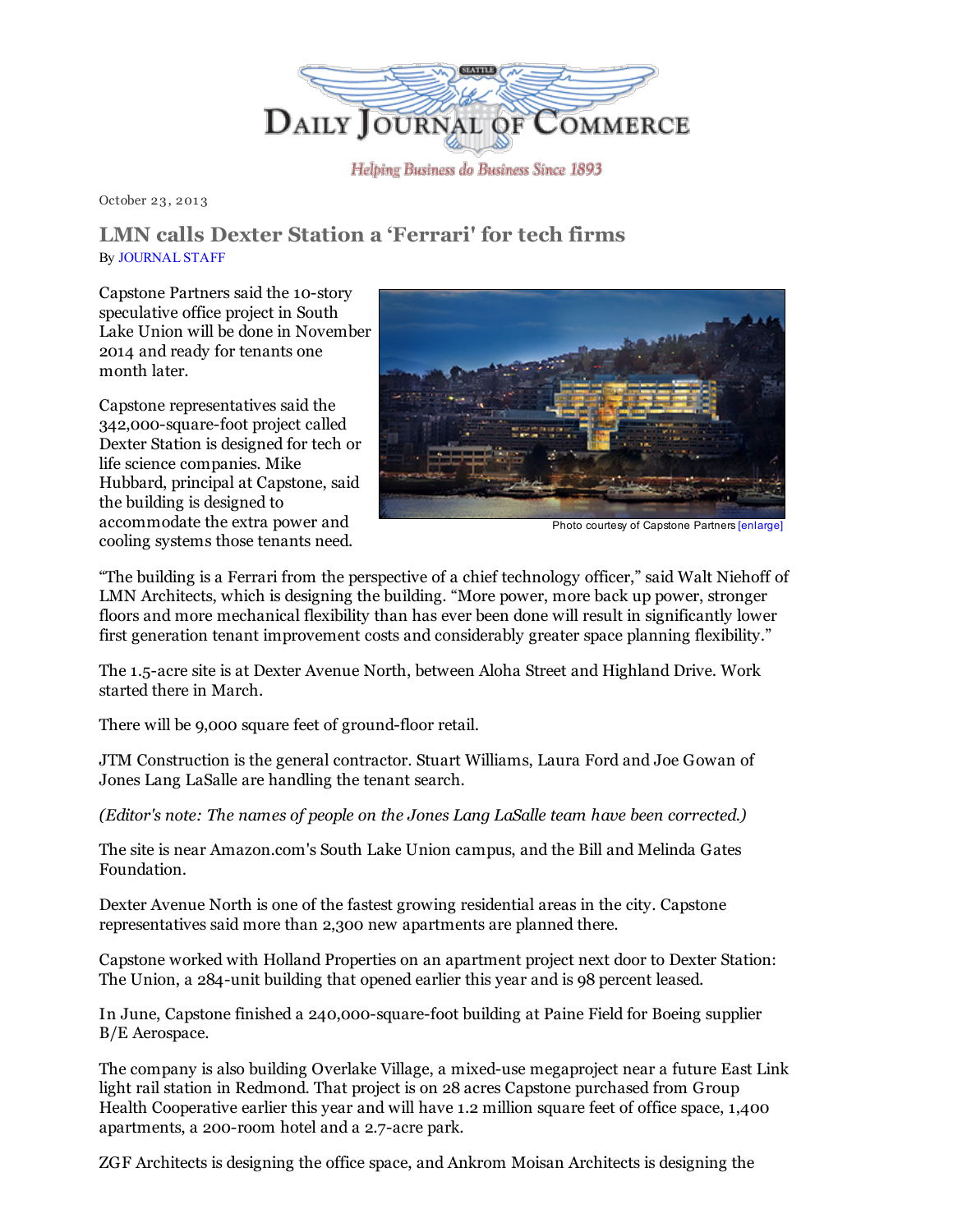# Daily Journal of Commerce

*Helping Business do Business Since 1893*

October 23, 2013

## LMN calls Dexter Station a 'Ferrari' for tech firms

By JOURNAL STAFF

Capstone Partners said the 10-story speculative office project in South Lake Union will be done in November 2014 and ready for tenants one month later.

Photo courtesy of Capstone Partners [enlarge]

Capstone representatives said the 342,000-square-foot project called Dexter Station is designed for tech or life science companies. Mike Hubbard, principal at Capstone, said the building is designed to accommodate the extra power and cooling systems those tenants need.

"The building is a Ferrari from the perspective of a chief technology officer," said Walt Niehoff of LMN Architects, which is designing the building. "More power, more back up power, stronger floors and more mechanical flexibility than has ever been done will result in significantly lower first generation tenant improvement costs and considerably greater space planning flexibility."

The 1.5-acre site is at Dexter Avenue North, between Aloha Street and Highland Drive. Work started there in March.

There will be 9,000 square feet of ground-floor retail.

JTM Construction is the general contractor. Stuart Williams, Laura Ford and Joe Gowan of Jones Lang LaSalle are handling the tenant search.

*(Editor's note: The names of people on the Jones Lang LaSalle team have been corrected.)*

The site is near Amazon.com's South Lake Union campus, and the Bill and Melinda Gates Foundation.

Dexter Avenue North is one of the fastest growing residential areas in the city. Capstone representatives said more than 2,300 new apartments are planned there.

Capstone worked with Holland Properties on an apartment project next door to Dexter Station: The Union, a 284-unit building that opened earlier this year and is 98 percent leased.

In June, Capstone finished a 240,000-square-foot building at Paine Field for Boeing supplier B/E Aerospace.

The company is also building Overlake Village, a mixed-use megaproject near a future East Link light rail station in Redmond. That project is on 28 acres Capstone purchased from Group Health Cooperative earlier this year and will have 1.2 million square feet of office space, 1,400 apartments, a 200-room hotel and a 2.7-acre park.

ZGF Architects is designing the office space, and Ankrom Moisan Architects is designing the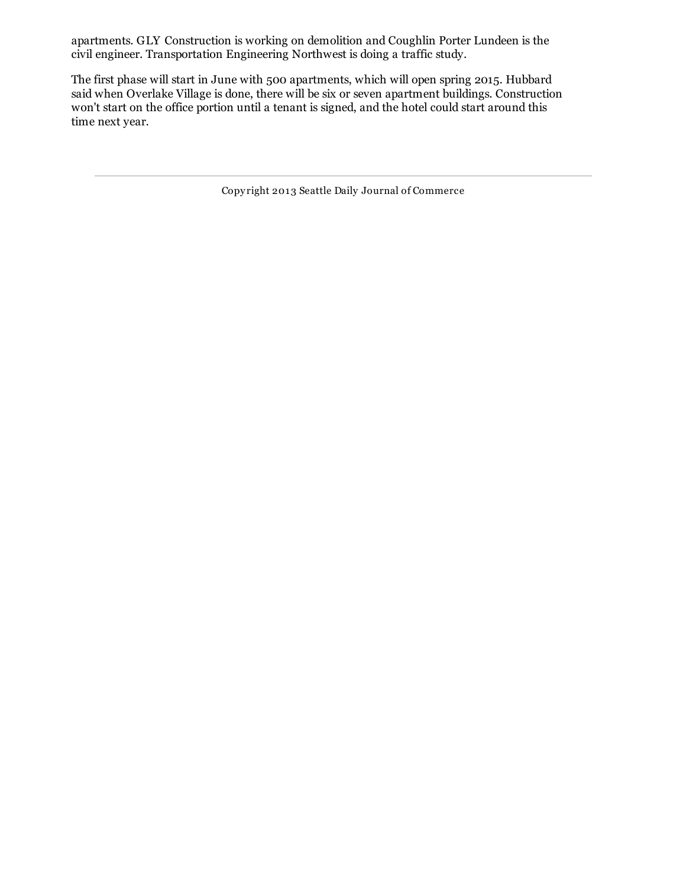apartments. GLY Construction is working on demolition and Coughlin Porter Lundeen is the civil engineer. Transportation Engineering Northwest is doing a traffic study.

The first phase will start in June with 500 apartments, which will open spring 2015. Hubbard said when Overlake Village is done, there will be six or seven apartment buildings. Construction won't start on the office portion until a tenant is signed, and the hotel could start around this time next year.

---

Copyright 2013 Seattle Daily Journal of Commerce